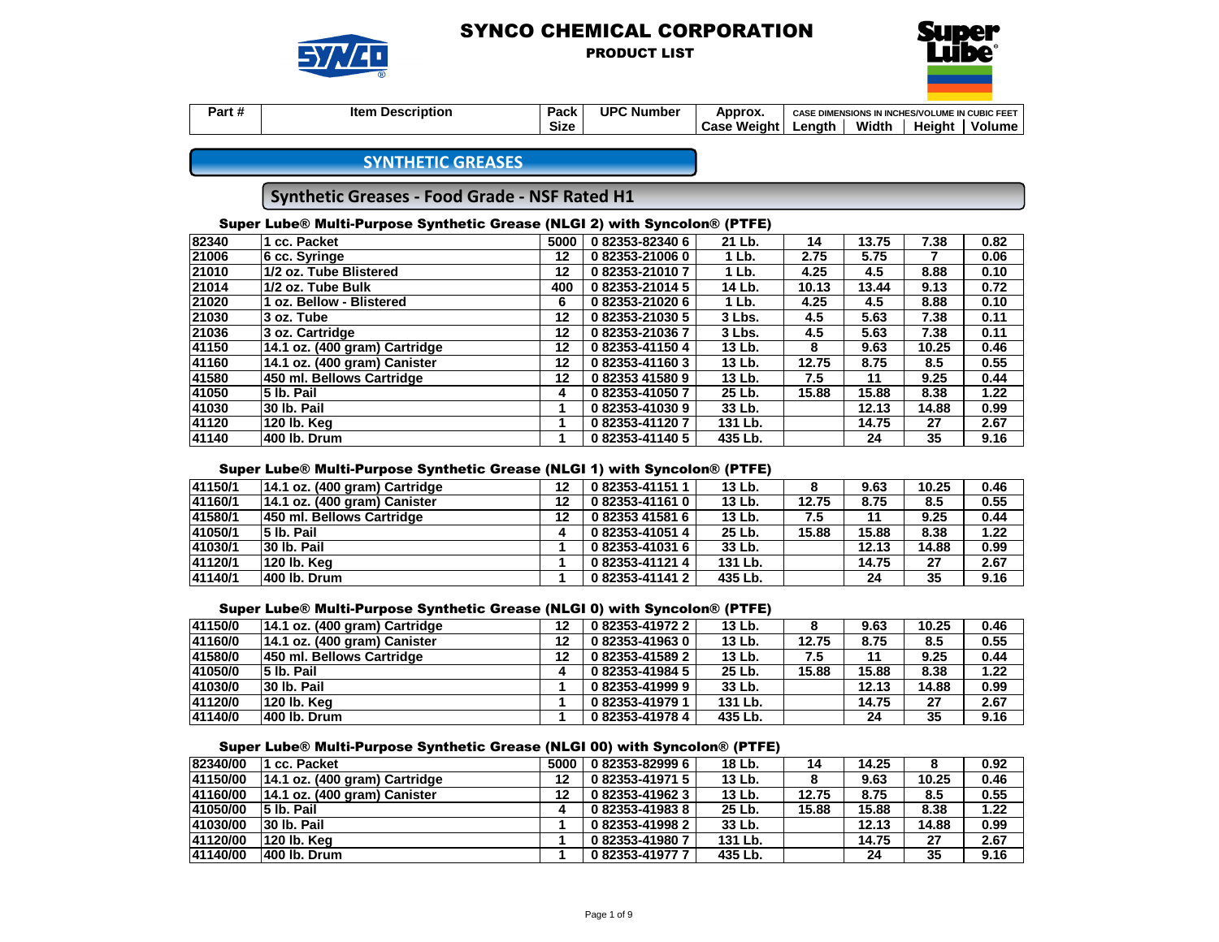# SYNCO CHEMICAL CORPORATION

PRODUCT LIST

## SYNTHETIC GREASES

### Synthetic Greases - Food Grade - NSF Rated H1

#### Super Lube® Multi-Purpose Synthetic Grease (NLGI 2) with Syncolon® (PTFE)

| Part # | Item Description | Pack Size | UPC Number | Approx. Case Weight | Length | Width | Height | Volume |
|---|---|---|---|---|---|---|---|---|
| 82340 | 1 cc. Packet | 5000 | 0 82353-82340 6 | 21 Lb. | 14 | 13.75 | 7.38 | 0.82 |
| 21006 | 6 cc. Syringe | 12 | 0 82353-21006 0 | 1 Lb. | 2.75 | 5.75 | 7 | 0.06 |
| 21010 | 1/2 oz. Tube Blistered | 12 | 0 82353-21010 7 | 1 Lb. | 4.25 | 4.5 | 8.88 | 0.10 |
| 21014 | 1/2 oz. Tube Bulk | 400 | 0 82353-21014 5 | 14 Lb. | 10.13 | 13.44 | 9.13 | 0.72 |
| 21020 | 1 oz. Bellow - Blistered | 6 | 0 82353-21020 6 | 1 Lb. | 4.25 | 4.5 | 8.88 | 0.10 |
| 21030 | 3 oz. Tube | 12 | 0 82353-21030 5 | 3 Lbs. | 4.5 | 5.63 | 7.38 | 0.11 |
| 21036 | 3 oz. Cartridge | 12 | 0 82353-21036 7 | 3 Lbs. | 4.5 | 5.63 | 7.38 | 0.11 |
| 41150 | 14.1 oz. (400 gram) Cartridge | 12 | 0 82353-41150 4 | 13 Lb. | 8 | 9.63 | 10.25 | 0.46 |
| 41160 | 14.1 oz. (400 gram) Canister | 12 | 0 82353-41160 3 | 13 Lb. | 12.75 | 8.75 | 8.5 | 0.55 |
| 41580 | 450 ml. Bellows Cartridge | 12 | 0 82353 41580 9 | 13 Lb. | 7.5 | 11 | 9.25 | 0.44 |
| 41050 | 5 lb. Pail | 4 | 0 82353-41050 7 | 25 Lb. | 15.88 | 15.88 | 8.38 | 1.22 |
| 41030 | 30 lb. Pail | 1 | 0 82353-41030 9 | 33 Lb. | | 12.13 | 14.88 | 0.99 |
| 41120 | 120 lb. Keg | 1 | 0 82353-41120 7 | 131 Lb. | | 14.75 | 27 | 2.67 |
| 41140 | 400 lb. Drum | 1 | 0 82353-41140 5 | 435 Lb. | | 24 | 35 | 9.16 |

Case dimensions in inches/volume in cubic feet.

#### Super Lube® Multi-Purpose Synthetic Grease (NLGI 1) with Syncolon® (PTFE)

| Part # | Item Description | Pack Size | UPC Number | Approx. Case Weight | Length | Width | Height | Volume |
|---|---|---|---|---|---|---|---|---|
| 41150/1 | 14.1 oz. (400 gram) Cartridge | 12 | 0 82353-41151 1 | 13 Lb. | 8 | 9.63 | 10.25 | 0.46 |
| 41160/1 | 14.1 oz. (400 gram) Canister | 12 | 0 82353-41161 0 | 13 Lb. | 12.75 | 8.75 | 8.5 | 0.55 |
| 41580/1 | 450 ml. Bellows Cartridge | 12 | 0 82353 41581 6 | 13 Lb. | 7.5 | 11 | 9.25 | 0.44 |
| 41050/1 | 5 lb. Pail | 4 | 0 82353-41051 4 | 25 Lb. | 15.88 | 15.88 | 8.38 | 1.22 |
| 41030/1 | 30 lb. Pail | 1 | 0 82353-41031 6 | 33 Lb. | | 12.13 | 14.88 | 0.99 |
| 41120/1 | 120 lb. Keg | 1 | 0 82353-41121 4 | 131 Lb. | | 14.75 | 27 | 2.67 |
| 41140/1 | 400 lb. Drum | 1 | 0 82353-41141 2 | 435 Lb. | | 24 | 35 | 9.16 |

#### Super Lube® Multi-Purpose Synthetic Grease (NLGI 0) with Syncolon® (PTFE)

| Part # | Item Description | Pack Size | UPC Number | Approx. Case Weight | Length | Width | Height | Volume |
|---|---|---|---|---|---|---|---|---|
| 41150/0 | 14.1 oz. (400 gram) Cartridge | 12 | 0 82353-41972 2 | 13 Lb. | 8 | 9.63 | 10.25 | 0.46 |
| 41160/0 | 14.1 oz. (400 gram) Canister | 12 | 0 82353-41963 0 | 13 Lb. | 12.75 | 8.75 | 8.5 | 0.55 |
| 41580/0 | 450 ml. Bellows Cartridge | 12 | 0 82353-41589 2 | 13 Lb. | 7.5 | 11 | 9.25 | 0.44 |
| 41050/0 | 5 lb. Pail | 4 | 0 82353-41984 5 | 25 Lb. | 15.88 | 15.88 | 8.38 | 1.22 |
| 41030/0 | 30 lb. Pail | 1 | 0 82353-41999 9 | 33 Lb. | | 12.13 | 14.88 | 0.99 |
| 41120/0 | 120 lb. Keg | 1 | 0 82353-41979 1 | 131 Lb. | | 14.75 | 27 | 2.67 |
| 41140/0 | 400 lb. Drum | 1 | 0 82353-41978 4 | 435 Lb. | | 24 | 35 | 9.16 |

#### Super Lube® Multi-Purpose Synthetic Grease (NLGI 00) with Syncolon® (PTFE)

| Part # | Item Description | Pack Size | UPC Number | Approx. Case Weight | Length | Width | Height | Volume |
|---|---|---|---|---|---|---|---|---|
| 82340/00 | 1 cc. Packet | 5000 | 0 82353-82999 6 | 18 Lb. | 14 | 14.25 | 8 | 0.92 |
| 41150/00 | 14.1 oz. (400 gram) Cartridge | 12 | 0 82353-41971 5 | 13 Lb. | 8 | 9.63 | 10.25 | 0.46 |
| 41160/00 | 14.1 oz. (400 gram) Canister | 12 | 0 82353-41962 3 | 13 Lb. | 12.75 | 8.75 | 8.5 | 0.55 |
| 41050/00 | 5 lb. Pail | 4 | 0 82353-41983 8 | 25 Lb. | 15.88 | 15.88 | 8.38 | 1.22 |
| 41030/00 | 30 lb. Pail | 1 | 0 82353-41998 2 | 33 Lb. | | 12.13 | 14.88 | 0.99 |
| 41120/00 | 120 lb. Keg | 1 | 0 82353-41980 7 | 131 Lb. | | 14.75 | 27 | 2.67 |
| 41140/00 | 400 lb. Drum | 1 | 0 82353-41977 7 | 435 Lb. | | 24 | 35 | 9.16 |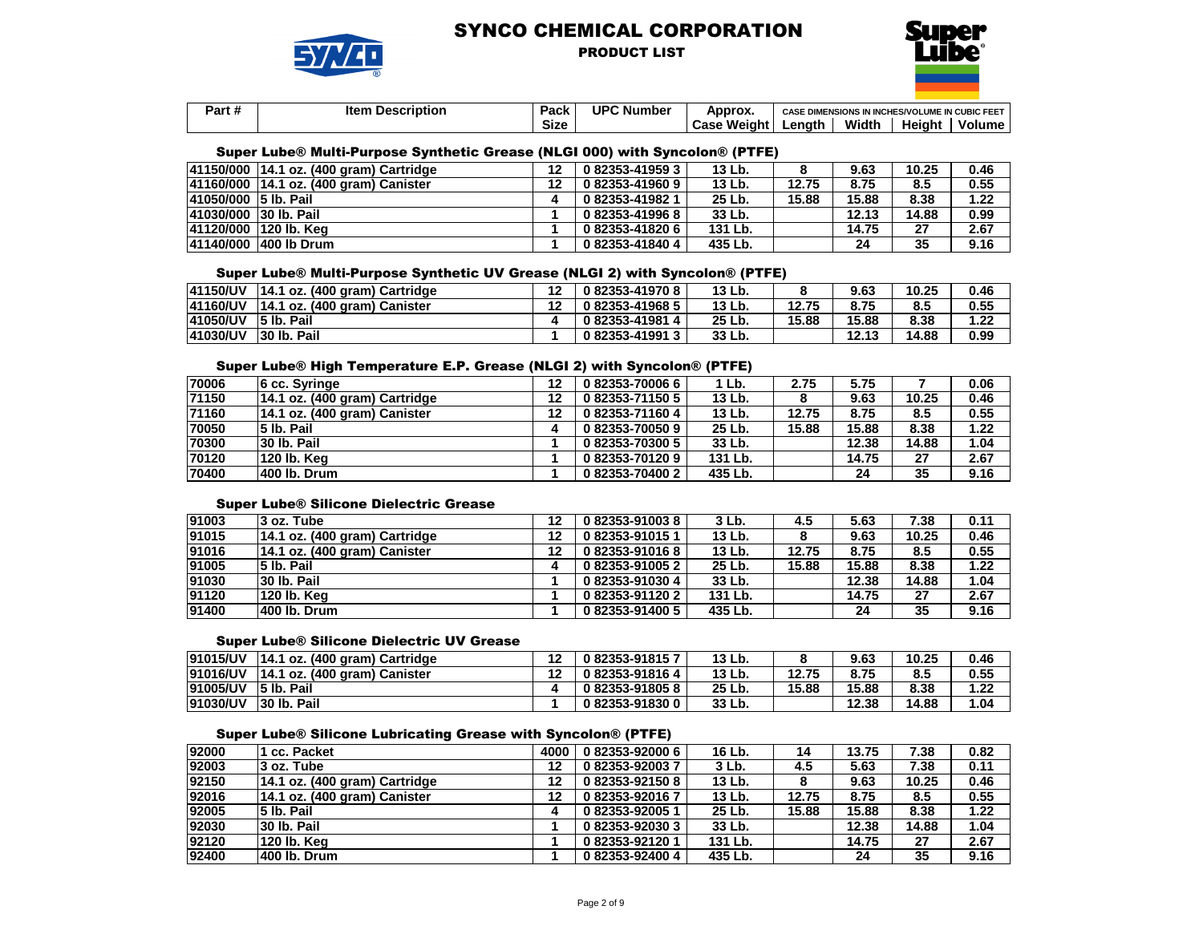# SYNCO CHEMICAL CORPORATION

## PRODUCT LIST

| Part # | Item Description | Pack Size | UPC Number | Approx. Case Weight | CASE DIMENSIONS IN INCHES/VOLUME IN CUBIC FEET | | | |
|---|---|---|---|---|---|---|---|---|
| | | | | | Length | Width | Height | Volume |

### Super Lube® Multi-Purpose Synthetic Grease (NLGI 000) with Syncolon® (PTFE)

| Part # | Item Description | Pack Size | UPC Number | Approx. Case Weight | Length | Width | Height | Volume |
|---|---|---|---|---|---|---|---|---|
| 41150/000 | 14.1 oz. (400 gram) Cartridge | 12 | 0 82353-41959 3 | 13 Lb. | 8 | 9.63 | 10.25 | 0.46 |
| 41160/000 | 14.1 oz. (400 gram) Canister | 12 | 0 82353-41960 9 | 13 Lb. | 12.75 | 8.75 | 8.5 | 0.55 |
| 41050/000 | 5 lb. Pail | 4 | 0 82353-41982 1 | 25 Lb. | 15.88 | 15.88 | 8.38 | 1.22 |
| 41030/000 | 30 lb. Pail | 1 | 0 82353-41996 8 | 33 Lb. | | 12.13 | 14.88 | 0.99 |
| 41120/000 | 120 lb. Keg | 1 | 0 82353-41820 6 | 131 Lb. | | 14.75 | 27 | 2.67 |
| 41140/000 | 400 lb Drum | 1 | 0 82353-41840 4 | 435 Lb. | | 24 | 35 | 9.16 |

### Super Lube® Multi-Purpose Synthetic UV Grease (NLGI 2) with Syncolon® (PTFE)

| Part # | Item Description | Pack Size | UPC Number | Approx. Case Weight | Length | Width | Height | Volume |
|---|---|---|---|---|---|---|---|---|
| 41150/UV | 14.1 oz. (400 gram) Cartridge | 12 | 0 82353-41970 8 | 13 Lb. | 8 | 9.63 | 10.25 | 0.46 |
| 41160/UV | 14.1 oz. (400 gram) Canister | 12 | 0 82353-41968 5 | 13 Lb. | 12.75 | 8.75 | 8.5 | 0.55 |
| 41050/UV | 5 lb. Pail | 4 | 0 82353-41981 4 | 25 Lb. | 15.88 | 15.88 | 8.38 | 1.22 |
| 41030/UV | 30 lb. Pail | 1 | 0 82353-41991 3 | 33 Lb. | | 12.13 | 14.88 | 0.99 |

### Super Lube® High Temperature E.P. Grease (NLGI 2) with Syncolon® (PTFE)

| Part # | Item Description | Pack Size | UPC Number | Approx. Case Weight | Length | Width | Height | Volume |
|---|---|---|---|---|---|---|---|---|
| 70006 | 6 cc. Syringe | 12 | 0 82353-70006 6 | 1 Lb. | 2.75 | 5.75 | 7 | 0.06 |
| 71150 | 14.1 oz. (400 gram) Cartridge | 12 | 0 82353-71150 5 | 13 Lb. | 8 | 9.63 | 10.25 | 0.46 |
| 71160 | 14.1 oz. (400 gram) Canister | 12 | 0 82353-71160 4 | 13 Lb. | 12.75 | 8.75 | 8.5 | 0.55 |
| 70050 | 5 lb. Pail | 4 | 0 82353-70050 9 | 25 Lb. | 15.88 | 15.88 | 8.38 | 1.22 |
| 70300 | 30 lb. Pail | 1 | 0 82353-70300 5 | 33 Lb. | | 12.38 | 14.88 | 1.04 |
| 70120 | 120 lb. Keg | 1 | 0 82353-70120 9 | 131 Lb. | | 14.75 | 27 | 2.67 |
| 70400 | 400 lb. Drum | 1 | 0 82353-70400 2 | 435 Lb. | | 24 | 35 | 9.16 |

### Super Lube® Silicone Dielectric Grease

| Part # | Item Description | Pack Size | UPC Number | Approx. Case Weight | Length | Width | Height | Volume |
|---|---|---|---|---|---|---|---|---|
| 91003 | 3 oz. Tube | 12 | 0 82353-91003 8 | 3 Lb. | 4.5 | 5.63 | 7.38 | 0.11 |
| 91015 | 14.1 oz. (400 gram) Cartridge | 12 | 0 82353-91015 1 | 13 Lb. | 8 | 9.63 | 10.25 | 0.46 |
| 91016 | 14.1 oz. (400 gram) Canister | 12 | 0 82353-91016 8 | 13 Lb. | 12.75 | 8.75 | 8.5 | 0.55 |
| 91005 | 5 lb. Pail | 4 | 0 82353-91005 2 | 25 Lb. | 15.88 | 15.88 | 8.38 | 1.22 |
| 91030 | 30 lb. Pail | 1 | 0 82353-91030 4 | 33 Lb. | | 12.38 | 14.88 | 1.04 |
| 91120 | 120 lb. Keg | 1 | 0 82353-91120 2 | 131 Lb. | | 14.75 | 27 | 2.67 |
| 91400 | 400 lb. Drum | 1 | 0 82353-91400 5 | 435 Lb. | | 24 | 35 | 9.16 |

### Super Lube® Silicone Dielectric UV Grease

| Part # | Item Description | Pack Size | UPC Number | Approx. Case Weight | Length | Width | Height | Volume |
|---|---|---|---|---|---|---|---|---|
| 91015/UV | 14.1 oz. (400 gram) Cartridge | 12 | 0 82353-91815 7 | 13 Lb. | 8 | 9.63 | 10.25 | 0.46 |
| 91016/UV | 14.1 oz. (400 gram) Canister | 12 | 0 82353-91816 4 | 13 Lb. | 12.75 | 8.75 | 8.5 | 0.55 |
| 91005/UV | 5 lb. Pail | 4 | 0 82353-91805 8 | 25 Lb. | 15.88 | 15.88 | 8.38 | 1.22 |
| 91030/UV | 30 lb. Pail | 1 | 0 82353-91830 0 | 33 Lb. | | 12.38 | 14.88 | 1.04 |

### Super Lube® Silicone Lubricating Grease with Syncolon® (PTFE)

| Part # | Item Description | Pack Size | UPC Number | Approx. Case Weight | Length | Width | Height | Volume |
|---|---|---|---|---|---|---|---|---|
| 92000 | 1 cc. Packet | 4000 | 0 82353-92000 6 | 16 Lb. | 14 | 13.75 | 7.38 | 0.82 |
| 92003 | 3 oz. Tube | 12 | 0 82353-92003 7 | 3 Lb. | 4.5 | 5.63 | 7.38 | 0.11 |
| 92150 | 14.1 oz. (400 gram) Cartridge | 12 | 0 82353-92150 8 | 13 Lb. | 8 | 9.63 | 10.25 | 0.46 |
| 92016 | 14.1 oz. (400 gram) Canister | 12 | 0 82353-92016 7 | 13 Lb. | 12.75 | 8.75 | 8.5 | 0.55 |
| 92005 | 5 lb. Pail | 4 | 0 82353-92005 1 | 25 Lb. | 15.88 | 15.88 | 8.38 | 1.22 |
| 92030 | 30 lb. Pail | 1 | 0 82353-92030 3 | 33 Lb. | | 12.38 | 14.88 | 1.04 |
| 92120 | 120 lb. Keg | 1 | 0 82353-92120 1 | 131 Lb. | | 14.75 | 27 | 2.67 |
| 92400 | 400 lb. Drum | 1 | 0 82353-92400 4 | 435 Lb. | | 24 | 35 | 9.16 |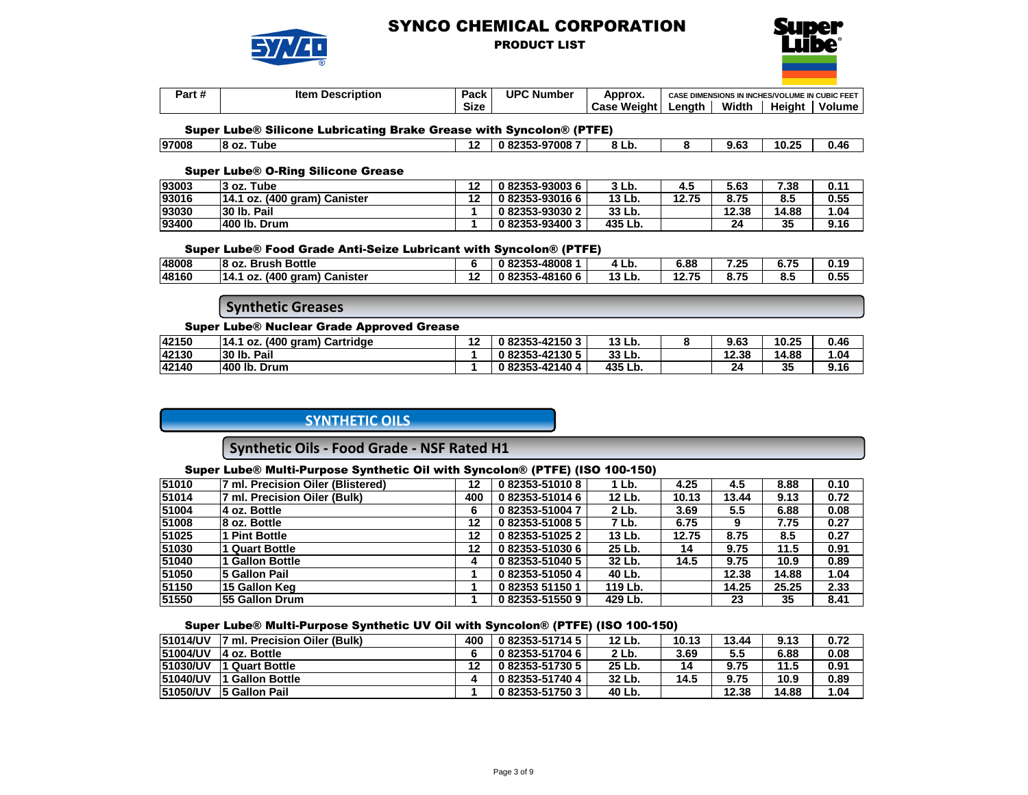# SYNCO CHEMICAL CORPORATION

## PRODUCT LIST

| Part # | Item Description | Pack Size | UPC Number | Approx. Case Weight | Length | Width | Height | Volume |
|---|---|---|---|---|---|---|---|---|
| | | | | | CASE DIMENSIONS IN INCHES/VOLUME IN CUBIC FEET | | | |

### Super Lube® Silicone Lubricating Brake Grease with Syncolon® (PTFE)

| Part # | Item Description | Pack Size | UPC Number | Approx. Case Weight | Length | Width | Height | Volume |
|---|---|---|---|---|---|---|---|---|
| 97008 | 8 oz. Tube | 12 | 0 82353-97008 7 | 8 Lb. | 8 | 9.63 | 10.25 | 0.46 |

### Super Lube® O-Ring Silicone Grease

| Part # | Item Description | Pack Size | UPC Number | Approx. Case Weight | Length | Width | Height | Volume |
|---|---|---|---|---|---|---|---|---|
| 93003 | 3 oz. Tube | 12 | 0 82353-93003 6 | 3 Lb. | 4.5 | 5.63 | 7.38 | 0.11 |
| 93016 | 14.1 oz. (400 gram) Canister | 12 | 0 82353-93016 6 | 13 Lb. | 12.75 | 8.75 | 8.5 | 0.55 |
| 93030 | 30 lb. Pail | 1 | 0 82353-93030 2 | 33 Lb. | | 12.38 | 14.88 | 1.04 |
| 93400 | 400 lb. Drum | 1 | 0 82353-93400 3 | 435 Lb. | | 24 | 35 | 9.16 |

### Super Lube® Food Grade Anti-Seize Lubricant with Syncolon® (PTFE)

| Part # | Item Description | Pack Size | UPC Number | Approx. Case Weight | Length | Width | Height | Volume |
|---|---|---|---|---|---|---|---|---|
| 48008 | 8 oz. Brush Bottle | 6 | 0 82353-48008 1 | 4 Lb. | 6.88 | 7.25 | 6.75 | 0.19 |
| 48160 | 14.1 oz. (400 gram) Canister | 12 | 0 82353-48160 6 | 13 Lb. | 12.75 | 8.75 | 8.5 | 0.55 |

## Synthetic Greases

### Super Lube® Nuclear Grade Approved Grease

| Part # | Item Description | Pack Size | UPC Number | Approx. Case Weight | Length | Width | Height | Volume |
|---|---|---|---|---|---|---|---|---|
| 42150 | 14.1 oz. (400 gram) Cartridge | 12 | 0 82353-42150 3 | 13 Lb. | 8 | 9.63 | 10.25 | 0.46 |
| 42130 | 30 lb. Pail | 1 | 0 82353-42130 5 | 33 Lb. | | 12.38 | 14.88 | 1.04 |
| 42140 | 400 lb. Drum | 1 | 0 82353-42140 4 | 435 Lb. | | 24 | 35 | 9.16 |

# SYNTHETIC OILS

## Synthetic Oils - Food Grade - NSF Rated H1

### Super Lube® Multi-Purpose Synthetic Oil with Syncolon® (PTFE) (ISO 100-150)

| Part # | Item Description | Pack Size | UPC Number | Approx. Case Weight | Length | Width | Height | Volume |
|---|---|---|---|---|---|---|---|---|
| 51010 | 7 ml. Precision Oiler (Blistered) | 12 | 0 82353-51010 8 | 1 Lb. | 4.25 | 4.5 | 8.88 | 0.10 |
| 51014 | 7 ml. Precision Oiler (Bulk) | 400 | 0 82353-51014 6 | 12 Lb. | 10.13 | 13.44 | 9.13 | 0.72 |
| 51004 | 4 oz. Bottle | 6 | 0 82353-51004 7 | 2 Lb. | 3.69 | 5.5 | 6.88 | 0.08 |
| 51008 | 8 oz. Bottle | 12 | 0 82353-51008 5 | 7 Lb. | 6.75 | 9 | 7.75 | 0.27 |
| 51025 | 1 Pint Bottle | 12 | 0 82353-51025 2 | 13 Lb. | 12.75 | 8.75 | 8.5 | 0.27 |
| 51030 | 1 Quart Bottle | 12 | 0 82353-51030 6 | 25 Lb. | 14 | 9.75 | 11.5 | 0.91 |
| 51040 | 1 Gallon Bottle | 4 | 0 82353-51040 5 | 32 Lb. | 14.5 | 9.75 | 10.9 | 0.89 |
| 51050 | 5 Gallon Pail | 1 | 0 82353-51050 4 | 40 Lb. | | 12.38 | 14.88 | 1.04 |
| 51150 | 15 Gallon Keg | 1 | 0 82353 51150 1 | 119 Lb. | | 14.25 | 25.25 | 2.33 |
| 51550 | 55 Gallon Drum | 1 | 0 82353-51550 9 | 429 Lb. | | 23 | 35 | 8.41 |

### Super Lube® Multi-Purpose Synthetic UV Oil with Syncolon® (PTFE) (ISO 100-150)

| Part # | Item Description | Pack Size | UPC Number | Approx. Case Weight | Length | Width | Height | Volume |
|---|---|---|---|---|---|---|---|---|
| 51014/UV | 7 ml. Precision Oiler (Bulk) | 400 | 0 82353-51714 5 | 12 Lb. | 10.13 | 13.44 | 9.13 | 0.72 |
| 51004/UV | 4 oz. Bottle | 6 | 0 82353-51704 6 | 2 Lb. | 3.69 | 5.5 | 6.88 | 0.08 |
| 51030/UV | 1 Quart Bottle | 12 | 0 82353-51730 5 | 25 Lb. | 14 | 9.75 | 11.5 | 0.91 |
| 51040/UV | 1 Gallon Bottle | 4 | 0 82353-51740 4 | 32 Lb. | 14.5 | 9.75 | 10.9 | 0.89 |
| 51050/UV | 5 Gallon Pail | 1 | 0 82353-51750 3 | 40 Lb. | | 12.38 | 14.88 | 1.04 |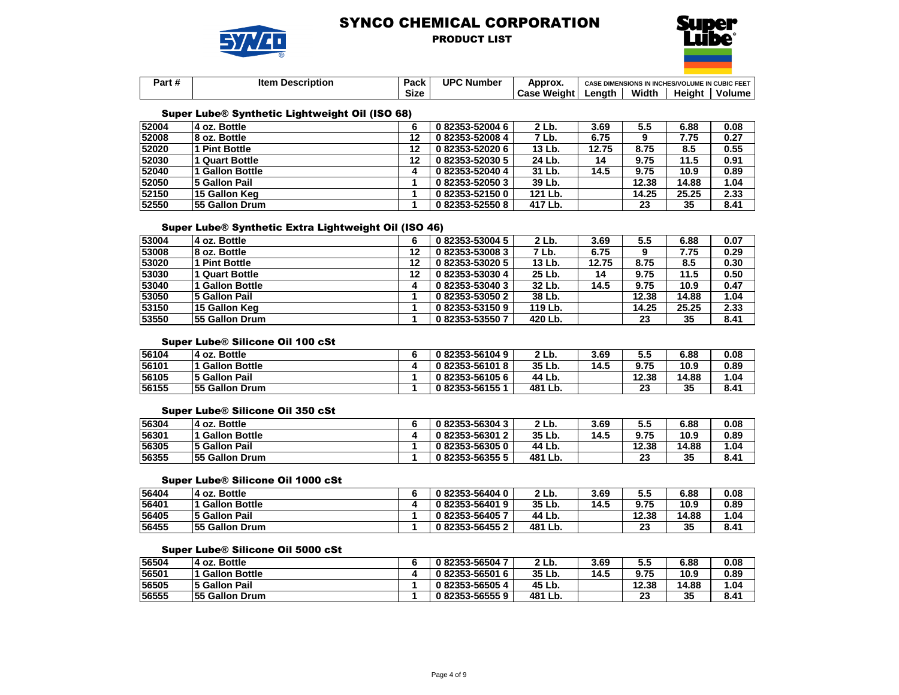# SYNCO CHEMICAL CORPORATION

## PRODUCT LIST

| Part # | Item Description | Pack Size | UPC Number | Approx. Case Weight | CASE DIMENSIONS IN INCHES/VOLUME IN CUBIC FEET Length | Width | Height | Volume |
|---|---|---|---|---|---|---|---|---|

### Super Lube® Synthetic Lightweight Oil (ISO 68)

| Part # | Item Description | Pack Size | UPC Number | Approx. Case Weight | Length | Width | Height | Volume |
|---|---|---|---|---|---|---|---|---|
| 52004 | 4 oz. Bottle | 6 | 0 82353-52004 6 | 2 Lb. | 3.69 | 5.5 | 6.88 | 0.08 |
| 52008 | 8 oz. Bottle | 12 | 0 82353-52008 4 | 7 Lb. | 6.75 | 9 | 7.75 | 0.27 |
| 52020 | 1 Pint Bottle | 12 | 0 82353-52020 6 | 13 Lb. | 12.75 | 8.75 | 8.5 | 0.55 |
| 52030 | 1 Quart Bottle | 12 | 0 82353-52030 5 | 24 Lb. | 14 | 9.75 | 11.5 | 0.91 |
| 52040 | 1 Gallon Bottle | 4 | 0 82353-52040 4 | 31 Lb. | 14.5 | 9.75 | 10.9 | 0.89 |
| 52050 | 5 Gallon Pail | 1 | 0 82353-52050 3 | 39 Lb. | | 12.38 | 14.88 | 1.04 |
| 52150 | 15 Gallon Keg | 1 | 0 82353-52150 0 | 121 Lb. | | 14.25 | 25.25 | 2.33 |
| 52550 | 55 Gallon Drum | 1 | 0 82353-52550 8 | 417 Lb. | | 23 | 35 | 8.41 |

### Super Lube® Synthetic Extra Lightweight Oil (ISO 46)

| Part # | Item Description | Pack Size | UPC Number | Approx. Case Weight | Length | Width | Height | Volume |
|---|---|---|---|---|---|---|---|---|
| 53004 | 4 oz. Bottle | 6 | 0 82353-53004 5 | 2 Lb. | 3.69 | 5.5 | 6.88 | 0.07 |
| 53008 | 8 oz. Bottle | 12 | 0 82353-53008 3 | 7 Lb. | 6.75 | 9 | 7.75 | 0.29 |
| 53020 | 1 Pint Bottle | 12 | 0 82353-53020 5 | 13 Lb. | 12.75 | 8.75 | 8.5 | 0.30 |
| 53030 | 1 Quart Bottle | 12 | 0 82353-53030 4 | 25 Lb. | 14 | 9.75 | 11.5 | 0.50 |
| 53040 | 1 Gallon Bottle | 4 | 0 82353-53040 3 | 32 Lb. | 14.5 | 9.75 | 10.9 | 0.47 |
| 53050 | 5 Gallon Pail | 1 | 0 82353-53050 2 | 38 Lb. | | 12.38 | 14.88 | 1.04 |
| 53150 | 15 Gallon Keg | 1 | 0 82353-53150 9 | 119 Lb. | | 14.25 | 25.25 | 2.33 |
| 53550 | 55 Gallon Drum | 1 | 0 82353-53550 7 | 420 Lb. | | 23 | 35 | 8.41 |

### Super Lube® Silicone Oil 100 cSt

| Part # | Item Description | Pack Size | UPC Number | Approx. Case Weight | Length | Width | Height | Volume |
|---|---|---|---|---|---|---|---|---|
| 56104 | 4 oz. Bottle | 6 | 0 82353-56104 9 | 2 Lb. | 3.69 | 5.5 | 6.88 | 0.08 |
| 56101 | 1 Gallon Bottle | 4 | 0 82353-56101 8 | 35 Lb. | 14.5 | 9.75 | 10.9 | 0.89 |
| 56105 | 5 Gallon Pail | 1 | 0 82353-56105 6 | 44 Lb. | | 12.38 | 14.88 | 1.04 |
| 56155 | 55 Gallon Drum | 1 | 0 82353-56155 1 | 481 Lb. | | 23 | 35 | 8.41 |

### Super Lube® Silicone Oil 350 cSt

| Part # | Item Description | Pack Size | UPC Number | Approx. Case Weight | Length | Width | Height | Volume |
|---|---|---|---|---|---|---|---|---|
| 56304 | 4 oz. Bottle | 6 | 0 82353-56304 3 | 2 Lb. | 3.69 | 5.5 | 6.88 | 0.08 |
| 56301 | 1 Gallon Bottle | 4 | 0 82353-56301 2 | 35 Lb. | 14.5 | 9.75 | 10.9 | 0.89 |
| 56305 | 5 Gallon Pail | 1 | 0 82353-56305 0 | 44 Lb. | | 12.38 | 14.88 | 1.04 |
| 56355 | 55 Gallon Drum | 1 | 0 82353-56355 5 | 481 Lb. | | 23 | 35 | 8.41 |

### Super Lube® Silicone Oil 1000 cSt

| Part # | Item Description | Pack Size | UPC Number | Approx. Case Weight | Length | Width | Height | Volume |
|---|---|---|---|---|---|---|---|---|
| 56404 | 4 oz. Bottle | 6 | 0 82353-56404 0 | 2 Lb. | 3.69 | 5.5 | 6.88 | 0.08 |
| 56401 | 1 Gallon Bottle | 4 | 0 82353-56401 9 | 35 Lb. | 14.5 | 9.75 | 10.9 | 0.89 |
| 56405 | 5 Gallon Pail | 1 | 0 82353-56405 7 | 44 Lb. | | 12.38 | 14.88 | 1.04 |
| 56455 | 55 Gallon Drum | 1 | 0 82353-56455 2 | 481 Lb. | | 23 | 35 | 8.41 |

### Super Lube® Silicone Oil 5000 cSt

| Part # | Item Description | Pack Size | UPC Number | Approx. Case Weight | Length | Width | Height | Volume |
|---|---|---|---|---|---|---|---|---|
| 56504 | 4 oz. Bottle | 6 | 0 82353-56504 7 | 2 Lb. | 3.69 | 5.5 | 6.88 | 0.08 |
| 56501 | 1 Gallon Bottle | 4 | 0 82353-56501 6 | 35 Lb. | 14.5 | 9.75 | 10.9 | 0.89 |
| 56505 | 5 Gallon Pail | 1 | 0 82353-56505 4 | 45 Lb. | | 12.38 | 14.88 | 1.04 |
| 56555 | 55 Gallon Drum | 1 | 0 82353-56555 9 | 481 Lb. | | 23 | 35 | 8.41 |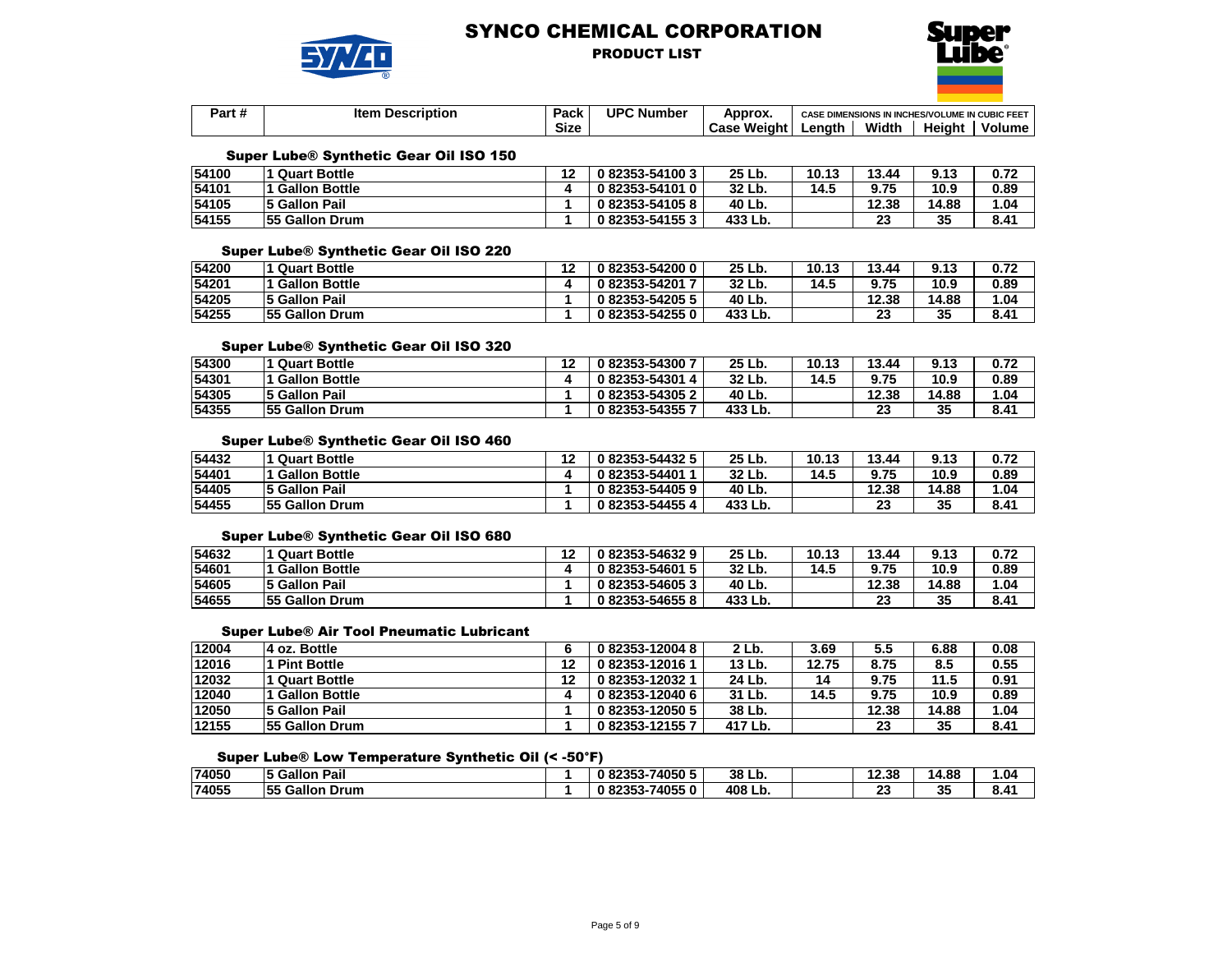# SYNCO CHEMICAL CORPORATION

## PRODUCT LIST

| Part # | Item Description | Pack Size | UPC Number | Approx. Case Weight | CASE DIMENSIONS IN INCHES/VOLUME IN CUBIC FEET | | | |
|---|---|---|---|---|---|---|---|---|
| | | | | | Length | Width | Height | Volume |

### Super Lube® Synthetic Gear Oil ISO 150

| Part # | Item Description | Pack Size | UPC Number | Approx. Case Weight | Length | Width | Height | Volume |
|---|---|---|---|---|---|---|---|---|
| 54100 | 1 Quart Bottle | 12 | 0 82353-54100 3 | 25 Lb. | 10.13 | 13.44 | 9.13 | 0.72 |
| 54101 | 1 Gallon Bottle | 4 | 0 82353-54101 0 | 32 Lb. | 14.5 | 9.75 | 10.9 | 0.89 |
| 54105 | 5 Gallon Pail | 1 | 0 82353-54105 8 | 40 Lb. | | 12.38 | 14.88 | 1.04 |
| 54155 | 55 Gallon Drum | 1 | 0 82353-54155 3 | 433 Lb. | | 23 | 35 | 8.41 |

### Super Lube® Synthetic Gear Oil ISO 220

| Part # | Item Description | Pack Size | UPC Number | Approx. Case Weight | Length | Width | Height | Volume |
|---|---|---|---|---|---|---|---|---|
| 54200 | 1 Quart Bottle | 12 | 0 82353-54200 0 | 25 Lb. | 10.13 | 13.44 | 9.13 | 0.72 |
| 54201 | 1 Gallon Bottle | 4 | 0 82353-54201 7 | 32 Lb. | 14.5 | 9.75 | 10.9 | 0.89 |
| 54205 | 5 Gallon Pail | 1 | 0 82353-54205 5 | 40 Lb. | | 12.38 | 14.88 | 1.04 |
| 54255 | 55 Gallon Drum | 1 | 0 82353-54255 0 | 433 Lb. | | 23 | 35 | 8.41 |

### Super Lube® Synthetic Gear Oil ISO 320

| Part # | Item Description | Pack Size | UPC Number | Approx. Case Weight | Length | Width | Height | Volume |
|---|---|---|---|---|---|---|---|---|
| 54300 | 1 Quart Bottle | 12 | 0 82353-54300 7 | 25 Lb. | 10.13 | 13.44 | 9.13 | 0.72 |
| 54301 | 1 Gallon Bottle | 4 | 0 82353-54301 4 | 32 Lb. | 14.5 | 9.75 | 10.9 | 0.89 |
| 54305 | 5 Gallon Pail | 1 | 0 82353-54305 2 | 40 Lb. | | 12.38 | 14.88 | 1.04 |
| 54355 | 55 Gallon Drum | 1 | 0 82353-54355 7 | 433 Lb. | | 23 | 35 | 8.41 |

### Super Lube® Synthetic Gear Oil ISO 460

| Part # | Item Description | Pack Size | UPC Number | Approx. Case Weight | Length | Width | Height | Volume |
|---|---|---|---|---|---|---|---|---|
| 54432 | 1 Quart Bottle | 12 | 0 82353-54432 5 | 25 Lb. | 10.13 | 13.44 | 9.13 | 0.72 |
| 54401 | 1 Gallon Bottle | 4 | 0 82353-54401 1 | 32 Lb. | 14.5 | 9.75 | 10.9 | 0.89 |
| 54405 | 5 Gallon Pail | 1 | 0 82353-54405 9 | 40 Lb. | | 12.38 | 14.88 | 1.04 |
| 54455 | 55 Gallon Drum | 1 | 0 82353-54455 4 | 433 Lb. | | 23 | 35 | 8.41 |

### Super Lube® Synthetic Gear Oil ISO 680

| Part # | Item Description | Pack Size | UPC Number | Approx. Case Weight | Length | Width | Height | Volume |
|---|---|---|---|---|---|---|---|---|
| 54632 | 1 Quart Bottle | 12 | 0 82353-54632 9 | 25 Lb. | 10.13 | 13.44 | 9.13 | 0.72 |
| 54601 | 1 Gallon Bottle | 4 | 0 82353-54601 5 | 32 Lb. | 14.5 | 9.75 | 10.9 | 0.89 |
| 54605 | 5 Gallon Pail | 1 | 0 82353-54605 3 | 40 Lb. | | 12.38 | 14.88 | 1.04 |
| 54655 | 55 Gallon Drum | 1 | 0 82353-54655 8 | 433 Lb. | | 23 | 35 | 8.41 |

### Super Lube® Air Tool Pneumatic Lubricant

| Part # | Item Description | Pack Size | UPC Number | Approx. Case Weight | Length | Width | Height | Volume |
|---|---|---|---|---|---|---|---|---|
| 12004 | 4 oz. Bottle | 6 | 0 82353-12004 8 | 2 Lb. | 3.69 | 5.5 | 6.88 | 0.08 |
| 12016 | 1 Pint Bottle | 12 | 0 82353-12016 1 | 13 Lb. | 12.75 | 8.75 | 8.5 | 0.55 |
| 12032 | 1 Quart Bottle | 12 | 0 82353-12032 1 | 24 Lb. | 14 | 9.75 | 11.5 | 0.91 |
| 12040 | 1 Gallon Bottle | 4 | 0 82353-12040 6 | 31 Lb. | 14.5 | 9.75 | 10.9 | 0.89 |
| 12050 | 5 Gallon Pail | 1 | 0 82353-12050 5 | 38 Lb. | | 12.38 | 14.88 | 1.04 |
| 12155 | 55 Gallon Drum | 1 | 0 82353-12155 7 | 417 Lb. | | 23 | 35 | 8.41 |

### Super Lube® Low Temperature Synthetic Oil (< -50°F)

| Part # | Item Description | Pack Size | UPC Number | Approx. Case Weight | Length | Width | Height | Volume |
|---|---|---|---|---|---|---|---|---|
| 74050 | 5 Gallon Pail | 1 | 0 82353-74050 5 | 38 Lb. | | 12.38 | 14.88 | 1.04 |
| 74055 | 55 Gallon Drum | 1 | 0 82353-74055 0 | 408 Lb. | | 23 | 35 | 8.41 |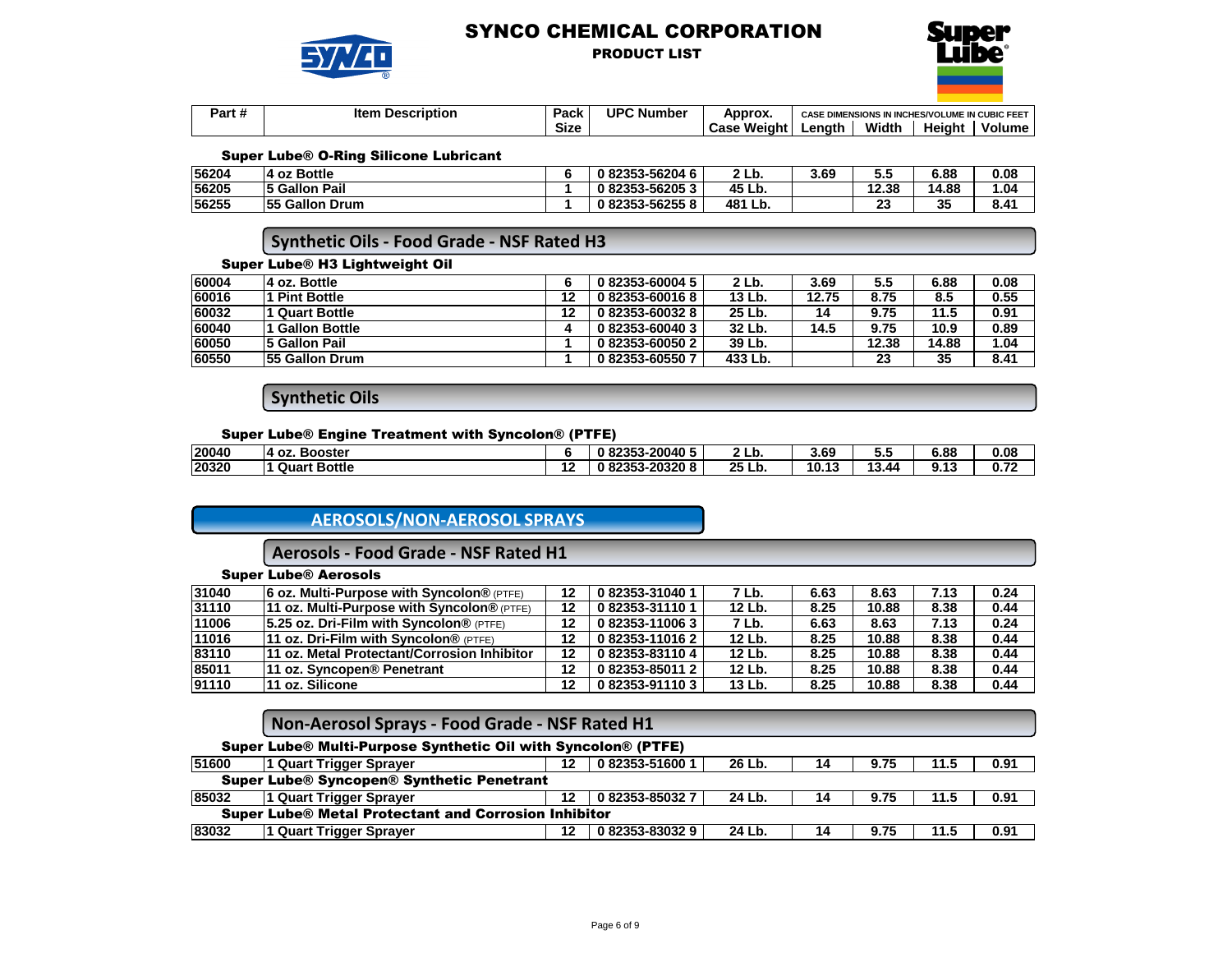# SYNCO CHEMICAL CORPORATION

**PRODUCT LIST**

| Part # | Item Description | Pack Size | UPC Number | Approx. Case Weight | Length | Width | Height | Volume |
|---|---|---|---|---|---|---|---|---|
| | | | | | CASE DIMENSIONS IN INCHES/VOLUME IN CUBIC FEET | | | |

### Super Lube® O-Ring Silicone Lubricant

| Part # | Item Description | Pack Size | UPC Number | Approx. Case Weight | Length | Width | Height | Volume |
|---|---|---|---|---|---|---|---|---|
| 56204 | 4 oz Bottle | 6 | 0 82353-56204 6 | 2 Lb. | 3.69 | 5.5 | 6.88 | 0.08 |
| 56205 | 5 Gallon Pail | 1 | 0 82353-56205 3 | 45 Lb. | | 12.38 | 14.88 | 1.04 |
| 56255 | 55 Gallon Drum | 1 | 0 82353-56255 8 | 481 Lb. | | 23 | 35 | 8.41 |

## Synthetic Oils - Food Grade - NSF Rated H3

### Super Lube® H3 Lightweight Oil

| Part # | Item Description | Pack Size | UPC Number | Approx. Case Weight | Length | Width | Height | Volume |
|---|---|---|---|---|---|---|---|---|
| 60004 | 4 oz. Bottle | 6 | 0 82353-60004 5 | 2 Lb. | 3.69 | 5.5 | 6.88 | 0.08 |
| 60016 | 1 Pint Bottle | 12 | 0 82353-60016 8 | 13 Lb. | 12.75 | 8.75 | 8.5 | 0.55 |
| 60032 | 1 Quart Bottle | 12 | 0 82353-60032 8 | 25 Lb. | 14 | 9.75 | 11.5 | 0.91 |
| 60040 | 1 Gallon Bottle | 4 | 0 82353-60040 3 | 32 Lb. | 14.5 | 9.75 | 10.9 | 0.89 |
| 60050 | 5 Gallon Pail | 1 | 0 82353-60050 2 | 39 Lb. | | 12.38 | 14.88 | 1.04 |
| 60550 | 55 Gallon Drum | 1 | 0 82353-60550 7 | 433 Lb. | | 23 | 35 | 8.41 |

## Synthetic Oils

### Super Lube® Engine Treatment with Syncolon® (PTFE)

| Part # | Item Description | Pack Size | UPC Number | Approx. Case Weight | Length | Width | Height | Volume |
|---|---|---|---|---|---|---|---|---|
| 20040 | 4 oz. Booster | 6 | 0 82353-20040 5 | 2 Lb. | 3.69 | 5.5 | 6.88 | 0.08 |
| 20320 | 1 Quart Bottle | 12 | 0 82353-20320 8 | 25 Lb. | 10.13 | 13.44 | 9.13 | 0.72 |

# AEROSOLS/NON-AEROSOL SPRAYS

## Aerosols - Food Grade - NSF Rated H1

### Super Lube® Aerosols

| Part # | Item Description | Pack Size | UPC Number | Approx. Case Weight | Length | Width | Height | Volume |
|---|---|---|---|---|---|---|---|---|
| 31040 | 6 oz. Multi-Purpose with Syncolon® (PTFE) | 12 | 0 82353-31040 1 | 7 Lb. | 6.63 | 8.63 | 7.13 | 0.24 |
| 31110 | 11 oz. Multi-Purpose with Syncolon® (PTFE) | 12 | 0 82353-31110 1 | 12 Lb. | 8.25 | 10.88 | 8.38 | 0.44 |
| 11006 | 5.25 oz. Dri-Film with Syncolon® (PTFE) | 12 | 0 82353-11006 3 | 7 Lb. | 6.63 | 8.63 | 7.13 | 0.24 |
| 11016 | 11 oz. Dri-Film with Syncolon® (PTFE) | 12 | 0 82353-11016 2 | 12 Lb. | 8.25 | 10.88 | 8.38 | 0.44 |
| 83110 | 11 oz. Metal Protectant/Corrosion Inhibitor | 12 | 0 82353-83110 4 | 12 Lb. | 8.25 | 10.88 | 8.38 | 0.44 |
| 85011 | 11 oz. Syncopen® Penetrant | 12 | 0 82353-85011 2 | 12 Lb. | 8.25 | 10.88 | 8.38 | 0.44 |
| 91110 | 11 oz. Silicone | 12 | 0 82353-91110 3 | 13 Lb. | 8.25 | 10.88 | 8.38 | 0.44 |

## Non-Aerosol Sprays - Food Grade - NSF Rated H1

### Super Lube® Multi-Purpose Synthetic Oil with Syncolon® (PTFE)

| Part # | Item Description | Pack Size | UPC Number | Approx. Case Weight | Length | Width | Height | Volume |
|---|---|---|---|---|---|---|---|---|
| 51600 | 1 Quart Trigger Sprayer | 12 | 0 82353-51600 1 | 26 Lb. | 14 | 9.75 | 11.5 | 0.91 |

### Super Lube® Syncopen® Synthetic Penetrant

| Part # | Item Description | Pack Size | UPC Number | Approx. Case Weight | Length | Width | Height | Volume |
|---|---|---|---|---|---|---|---|---|
| 85032 | 1 Quart Trigger Sprayer | 12 | 0 82353-85032 7 | 24 Lb. | 14 | 9.75 | 11.5 | 0.91 |

### Super Lube® Metal Protectant and Corrosion Inhibitor

| Part # | Item Description | Pack Size | UPC Number | Approx. Case Weight | Length | Width | Height | Volume |
|---|---|---|---|---|---|---|---|---|
| 83032 | 1 Quart Trigger Sprayer | 12 | 0 82353-83032 9 | 24 Lb. | 14 | 9.75 | 11.5 | 0.91 |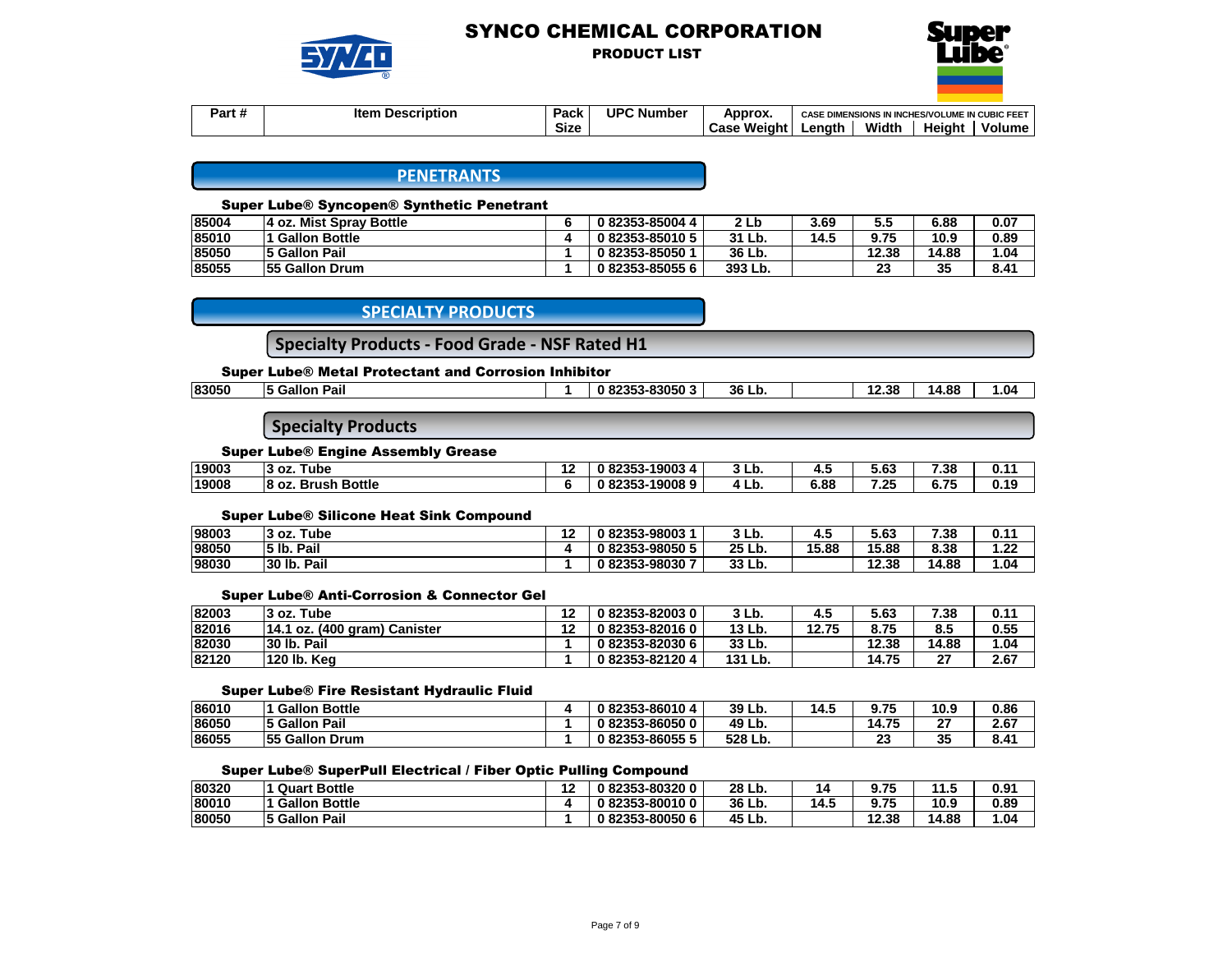# SYNCO CHEMICAL CORPORATION

PRODUCT LIST

| Part # | Item Description | Pack Size | UPC Number | Approx. Case Weight | Length | Width | Height | Volume |
|---|---|---|---|---|---|---|---|---|
| | | | | | CASE DIMENSIONS IN INCHES/VOLUME IN CUBIC FEET | | | |

## PENETRANTS

### Super Lube® Syncopen® Synthetic Penetrant

| Part # | Item Description | Pack Size | UPC Number | Approx. Case Weight | Length | Width | Height | Volume |
|---|---|---|---|---|---|---|---|---|
| 85004 | 4 oz. Mist Spray Bottle | 6 | 0 82353-85004 4 | 2 Lb | 3.69 | 5.5 | 6.88 | 0.07 |
| 85010 | 1 Gallon Bottle | 4 | 0 82353-85010 5 | 31 Lb. | 14.5 | 9.75 | 10.9 | 0.89 |
| 85050 | 5 Gallon Pail | 1 | 0 82353-85050 1 | 36 Lb. | | 12.38 | 14.88 | 1.04 |
| 85055 | 55 Gallon Drum | 1 | 0 82353-85055 6 | 393 Lb. | | 23 | 35 | 8.41 |

## SPECIALTY PRODUCTS

### Specialty Products - Food Grade - NSF Rated H1

#### Super Lube® Metal Protectant and Corrosion Inhibitor

| Part # | Item Description | Pack Size | UPC Number | Approx. Case Weight | Length | Width | Height | Volume |
|---|---|---|---|---|---|---|---|---|
| 83050 | 5 Gallon Pail | 1 | 0 82353-83050 3 | 36 Lb. | | 12.38 | 14.88 | 1.04 |

### Specialty Products

#### Super Lube® Engine Assembly Grease

| Part # | Item Description | Pack Size | UPC Number | Approx. Case Weight | Length | Width | Height | Volume |
|---|---|---|---|---|---|---|---|---|
| 19003 | 3 oz. Tube | 12 | 0 82353-19003 4 | 3 Lb. | 4.5 | 5.63 | 7.38 | 0.11 |
| 19008 | 8 oz. Brush Bottle | 6 | 0 82353-19008 9 | 4 Lb. | 6.88 | 7.25 | 6.75 | 0.19 |

#### Super Lube® Silicone Heat Sink Compound

| Part # | Item Description | Pack Size | UPC Number | Approx. Case Weight | Length | Width | Height | Volume |
|---|---|---|---|---|---|---|---|---|
| 98003 | 3 oz. Tube | 12 | 0 82353-98003 1 | 3 Lb. | 4.5 | 5.63 | 7.38 | 0.11 |
| 98050 | 5 lb. Pail | 4 | 0 82353-98050 5 | 25 Lb. | 15.88 | 15.88 | 8.38 | 1.22 |
| 98030 | 30 lb. Pail | 1 | 0 82353-98030 7 | 33 Lb. | | 12.38 | 14.88 | 1.04 |

#### Super Lube® Anti-Corrosion & Connector Gel

| Part # | Item Description | Pack Size | UPC Number | Approx. Case Weight | Length | Width | Height | Volume |
|---|---|---|---|---|---|---|---|---|
| 82003 | 3 oz. Tube | 12 | 0 82353-82003 0 | 3 Lb. | 4.5 | 5.63 | 7.38 | 0.11 |
| 82016 | 14.1 oz. (400 gram) Canister | 12 | 0 82353-82016 0 | 13 Lb. | 12.75 | 8.75 | 8.5 | 0.55 |
| 82030 | 30 lb. Pail | 1 | 0 82353-82030 6 | 33 Lb. | | 12.38 | 14.88 | 1.04 |
| 82120 | 120 lb. Keg | 1 | 0 82353-82120 4 | 131 Lb. | | 14.75 | 27 | 2.67 |

#### Super Lube® Fire Resistant Hydraulic Fluid

| Part # | Item Description | Pack Size | UPC Number | Approx. Case Weight | Length | Width | Height | Volume |
|---|---|---|---|---|---|---|---|---|
| 86010 | 1 Gallon Bottle | 4 | 0 82353-86010 4 | 39 Lb. | 14.5 | 9.75 | 10.9 | 0.86 |
| 86050 | 5 Gallon Pail | 1 | 0 82353-86050 0 | 49 Lb. | | 14.75 | 27 | 2.67 |
| 86055 | 55 Gallon Drum | 1 | 0 82353-86055 5 | 528 Lb. | | 23 | 35 | 8.41 |

#### Super Lube® SuperPull Electrical / Fiber Optic Pulling Compound

| Part # | Item Description | Pack Size | UPC Number | Approx. Case Weight | Length | Width | Height | Volume |
|---|---|---|---|---|---|---|---|---|
| 80320 | 1 Quart Bottle | 12 | 0 82353-80320 0 | 28 Lb. | 14 | 9.75 | 11.5 | 0.91 |
| 80010 | 1 Gallon Bottle | 4 | 0 82353-80010 0 | 36 Lb. | 14.5 | 9.75 | 10.9 | 0.89 |
| 80050 | 5 Gallon Pail | 1 | 0 82353-80050 6 | 45 Lb. | | 12.38 | 14.88 | 1.04 |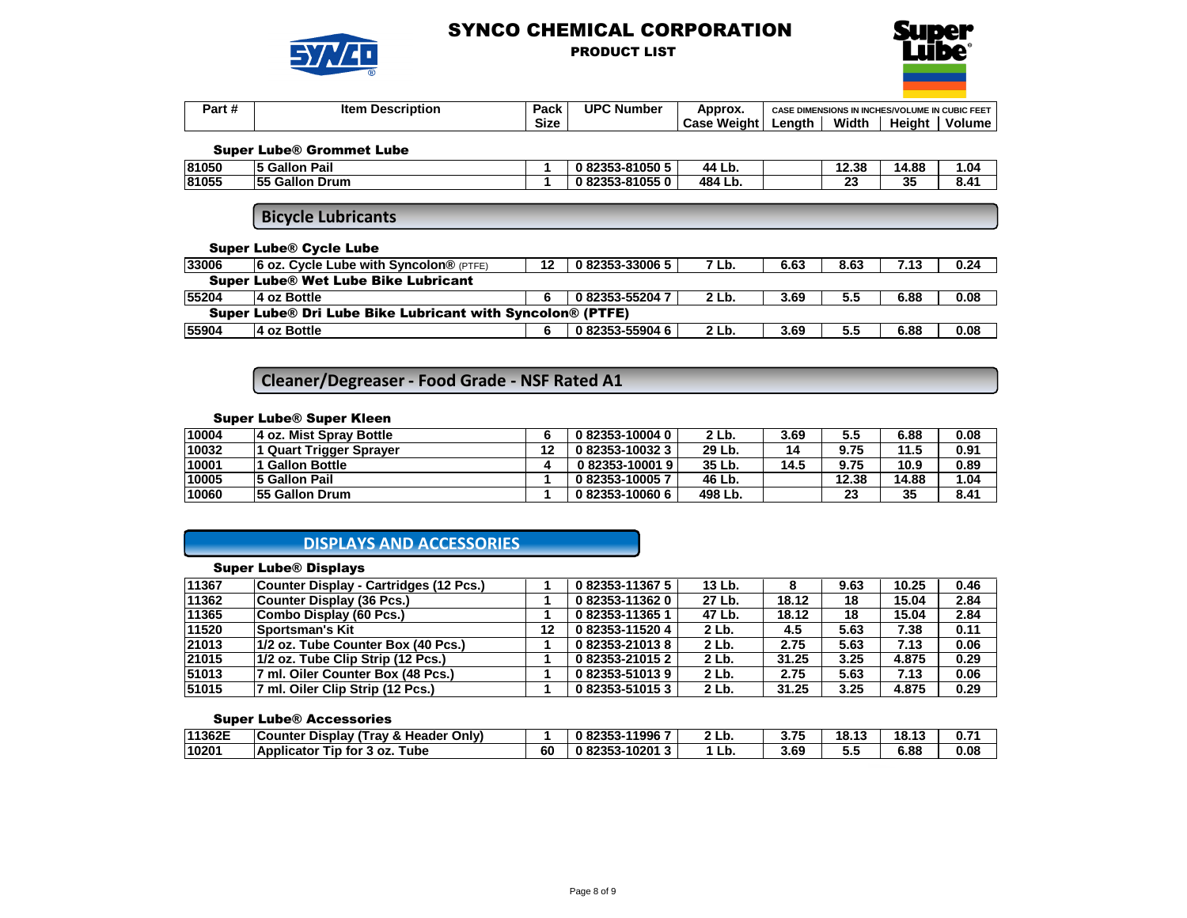# SYNCO CHEMICAL CORPORATION

## PRODUCT LIST

| Part # | Item Description | Pack Size | UPC Number | Approx. Case Weight | Length | Width | Height | Volume |
|---|---|---|---|---|---|---|---|---|
| | | | | | CASE DIMENSIONS IN INCHES/VOLUME IN CUBIC FEET | | | |
| | **Super Lube® Grommet Lube** | | | | | | | |
| 81050 | 5 Gallon Pail | 1 | 0 82353-81050 5 | 44 Lb. | | 12.38 | 14.88 | 1.04 |
| 81055 | 55 Gallon Drum | 1 | 0 82353-81055 0 | 484 Lb. | | 23 | 35 | 8.41 |

## Bicycle Lubricants

| Part # | Item Description | Pack Size | UPC Number | Approx. Case Weight | Length | Width | Height | Volume |
|---|---|---|---|---|---|---|---|---|
| | **Super Lube® Cycle Lube** | | | | | | | |
| 33006 | 6 oz. Cycle Lube with Syncolon® (PTFE) | 12 | 0 82353-33006 5 | 7 Lb. | 6.63 | 8.63 | 7.13 | 0.24 |
| | **Super Lube® Wet Lube Bike Lubricant** | | | | | | | |
| 55204 | 4 oz Bottle | 6 | 0 82353-55204 7 | 2 Lb. | 3.69 | 5.5 | 6.88 | 0.08 |
| | **Super Lube® Dri Lube Bike Lubricant with Syncolon® (PTFE)** | | | | | | | |
| 55904 | 4 oz Bottle | 6 | 0 82353-55904 6 | 2 Lb. | 3.69 | 5.5 | 6.88 | 0.08 |

## Cleaner/Degreaser - Food Grade - NSF Rated A1

| Part # | Item Description | Pack Size | UPC Number | Approx. Case Weight | Length | Width | Height | Volume |
|---|---|---|---|---|---|---|---|---|
| | **Super Lube® Super Kleen** | | | | | | | |
| 10004 | 4 oz. Mist Spray Bottle | 6 | 0 82353-10004 0 | 2 Lb. | 3.69 | 5.5 | 6.88 | 0.08 |
| 10032 | 1 Quart Trigger Sprayer | 12 | 0 82353-10032 3 | 29 Lb. | 14 | 9.75 | 11.5 | 0.91 |
| 10001 | 1 Gallon Bottle | 4 | 0 82353-10001 9 | 35 Lb. | 14.5 | 9.75 | 10.9 | 0.89 |
| 10005 | 5 Gallon Pail | 1 | 0 82353-10005 7 | 46 Lb. | | 12.38 | 14.88 | 1.04 |
| 10060 | 55 Gallon Drum | 1 | 0 82353-10060 6 | 498 Lb. | | 23 | 35 | 8.41 |

## DISPLAYS AND ACCESSORIES

| Part # | Item Description | Pack Size | UPC Number | Approx. Case Weight | Length | Width | Height | Volume |
|---|---|---|---|---|---|---|---|---|
| | **Super Lube® Displays** | | | | | | | |
| 11367 | Counter Display - Cartridges (12 Pcs.) | 1 | 0 82353-11367 5 | 13 Lb. | 8 | 9.63 | 10.25 | 0.46 |
| 11362 | Counter Display (36 Pcs.) | 1 | 0 82353-11362 0 | 27 Lb. | 18.12 | 18 | 15.04 | 2.84 |
| 11365 | Combo Display (60 Pcs.) | 1 | 0 82353-11365 1 | 47 Lb. | 18.12 | 18 | 15.04 | 2.84 |
| 11520 | Sportsman's Kit | 12 | 0 82353-11520 4 | 2 Lb. | 4.5 | 5.63 | 7.38 | 0.11 |
| 21013 | 1/2 oz. Tube Counter Box (40 Pcs.) | 1 | 0 82353-21013 8 | 2 Lb. | 2.75 | 5.63 | 7.13 | 0.06 |
| 21015 | 1/2 oz. Tube Clip Strip (12 Pcs.) | 1 | 0 82353-21015 2 | 2 Lb. | 31.25 | 3.25 | 4.875 | 0.29 |
| 51013 | 7 ml. Oiler Counter Box (48 Pcs.) | 1 | 0 82353-51013 9 | 2 Lb. | 2.75 | 5.63 | 7.13 | 0.06 |
| 51015 | 7 ml. Oiler Clip Strip (12 Pcs.) | 1 | 0 82353-51015 3 | 2 Lb. | 31.25 | 3.25 | 4.875 | 0.29 |
| | **Super Lube® Accessories** | | | | | | | |
| 11362E | Counter Display (Tray & Header Only) | 1 | 0 82353-11996 7 | 2 Lb. | 3.75 | 18.13 | 18.13 | 0.71 |
| 10201 | Applicator Tip for 3 oz. Tube | 60 | 0 82353-10201 3 | 1 Lb. | 3.69 | 5.5 | 6.88 | 0.08 |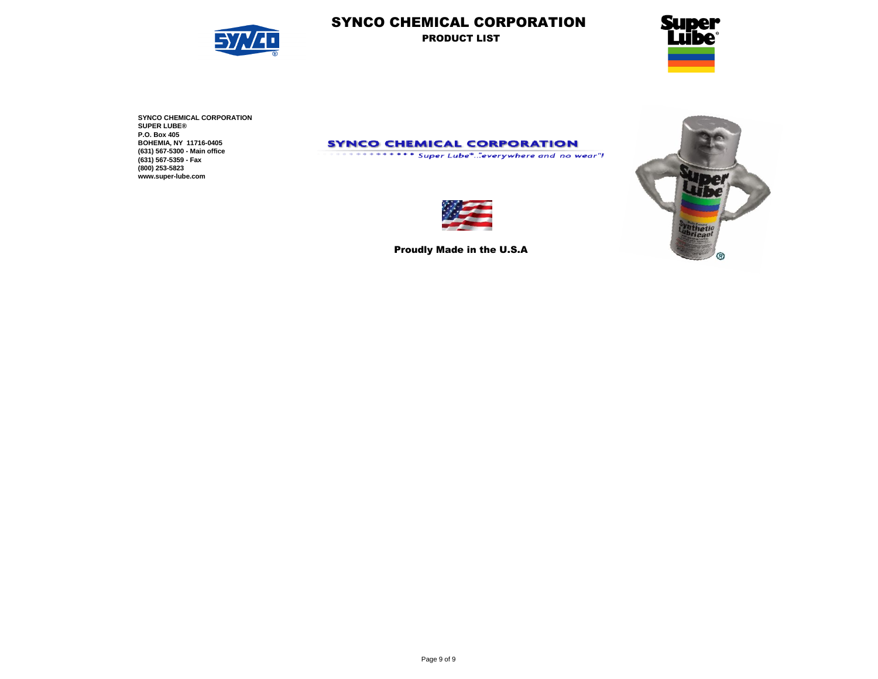# SYNCO CHEMICAL CORPORATION

## PRODUCT LIST

**SYNCO CHEMICAL CORPORATION**
**SUPER LUBE®**
**P.O. Box 405**
**BOHEMIA, NY 11716-0405**
**(631) 567-5300 - Main office**
**(631) 567-5359 - Fax**
**(800) 253-5823**
**www.super-lube.com**

**SYNCO CHEMICAL CORPORATION**

*Super Lube®..."everywhere and no wear"!*

**Proudly Made in the U.S.A**